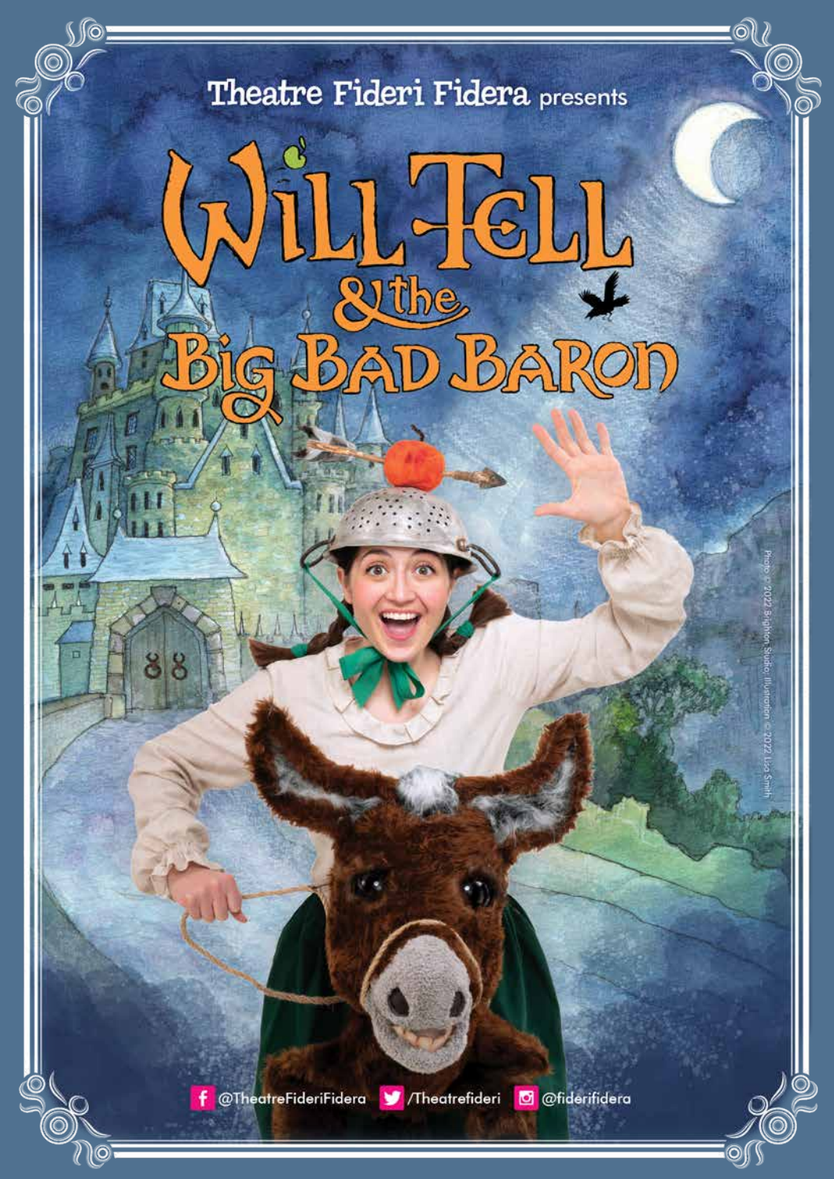Theatre Fideri Fidera presents

# WILL TELL & the BIG BAD BARON

Photo © 2022 Brighton Studio. Illustration © 2022 Lisa Smith

@TheatreFideriFidera /Theatrefideri @fiderifidera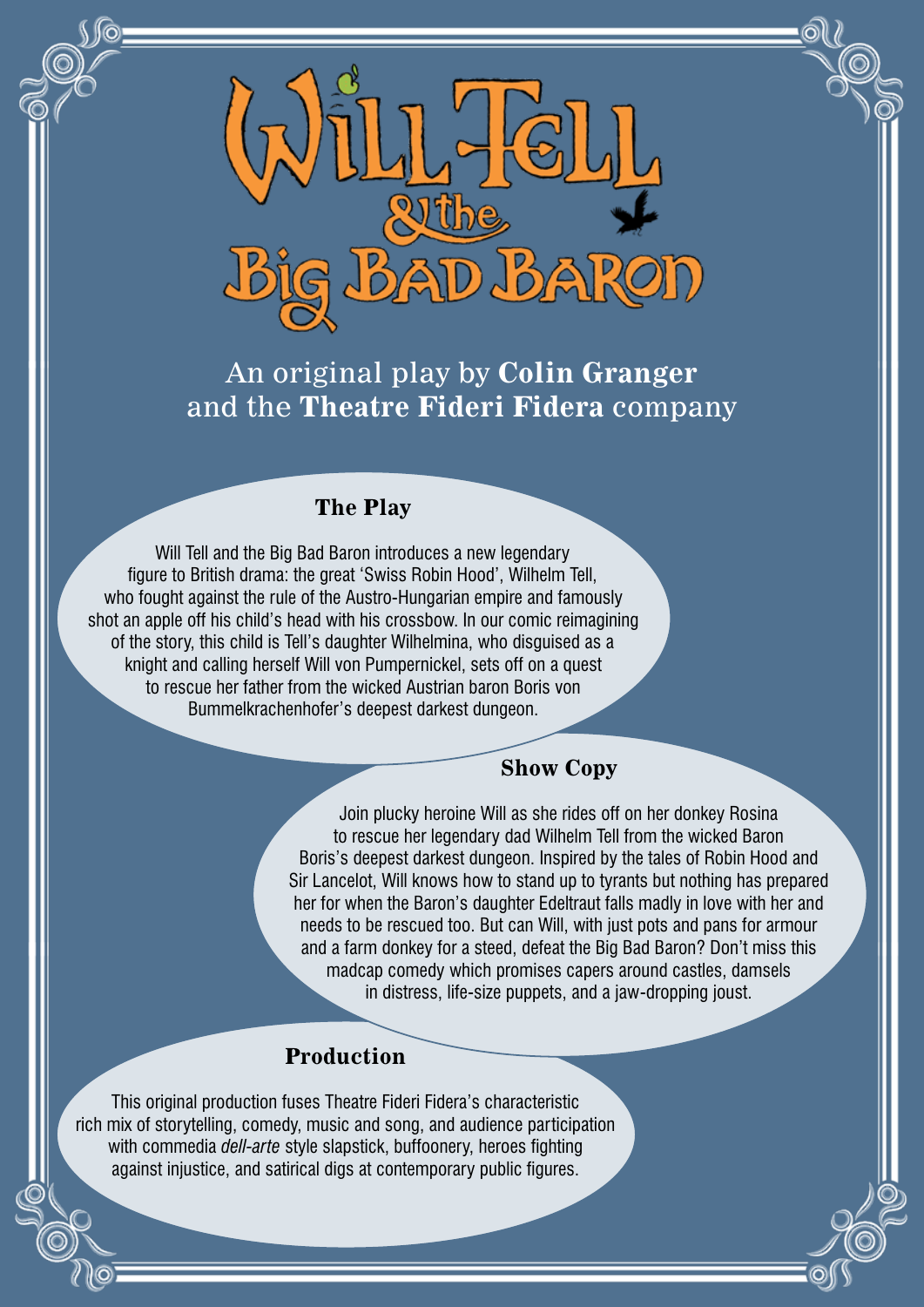# Will Tell & the Big Bad Baron

An original play by **Colin Granger** and the **Theatre Fideri Fidera** company

## The Play

Will Tell and the Big Bad Baron introduces a new legendary figure to British drama: the great 'Swiss Robin Hood', Wilhelm Tell, who fought against the rule of the Austro-Hungarian empire and famously shot an apple off his child's head with his crossbow. In our comic reimagining of the story, this child is Tell's daughter Wilhelmina, who disguised as a knight and calling herself Will von Pumpernickel, sets off on a quest to rescue her father from the wicked Austrian baron Boris von Bummelkrachenhofer's deepest darkest dungeon.

## Show Copy

Join plucky heroine Will as she rides off on her donkey Rosina to rescue her legendary dad Wilhelm Tell from the wicked Baron Boris's deepest darkest dungeon. Inspired by the tales of Robin Hood and Sir Lancelot, Will knows how to stand up to tyrants but nothing has prepared her for when the Baron's daughter Edeltraut falls madly in love with her and needs to be rescued too. But can Will, with just pots and pans for armour and a farm donkey for a steed, defeat the Big Bad Baron? Don't miss this madcap comedy which promises capers around castles, damsels in distress, life-size puppets, and a jaw-dropping joust.

## Production

This original production fuses Theatre Fideri Fidera's characteristic rich mix of storytelling, comedy, music and song, and audience participation with commedia *dell-arte* style slapstick, buffoonery, heroes fighting against injustice, and satirical digs at contemporary public figures.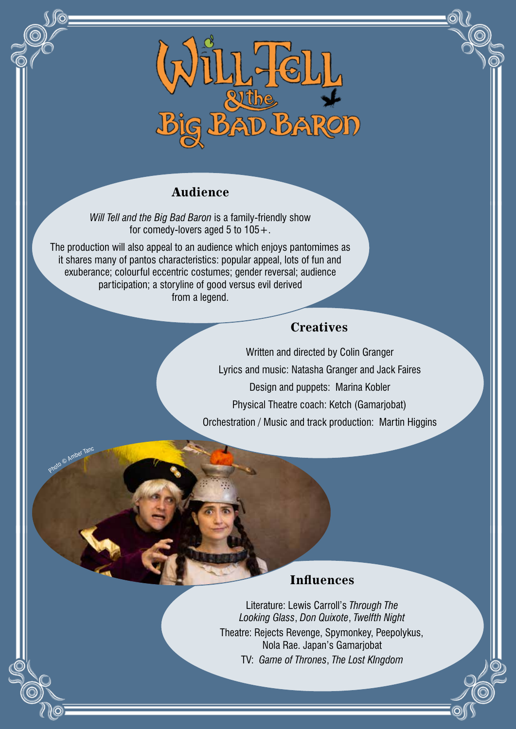# Will Tell & the Big Bad Baron

## Audience

*Will Tell and the Big Bad Baron* is a family-friendly show for comedy-lovers aged 5 to 105+.

The production will also appeal to an audience which enjoys pantomimes as it shares many of pantos characteristics: popular appeal, lots of fun and exuberance; colourful eccentric costumes; gender reversal; audience participation; a storyline of good versus evil derived from a legend.

## Creatives

Written and directed by Colin Granger

Lyrics and music: Natasha Granger and Jack Faires

Design and puppets: Marina Kobler

Physical Theatre coach: Ketch (Gamarjobat)

Orchestration / Music and track production: Martin Higgins

Photo © Amber Tanc

## Influences

Literature: Lewis Carroll's *Through The Looking Glass*, *Don Quixote*, *Twelfth Night*

Theatre: Rejects Revenge, Spymonkey, Peepolykus, Nola Rae. Japan's Gamarjobat

TV: *Game of Thrones*, *The Lost KIngdom*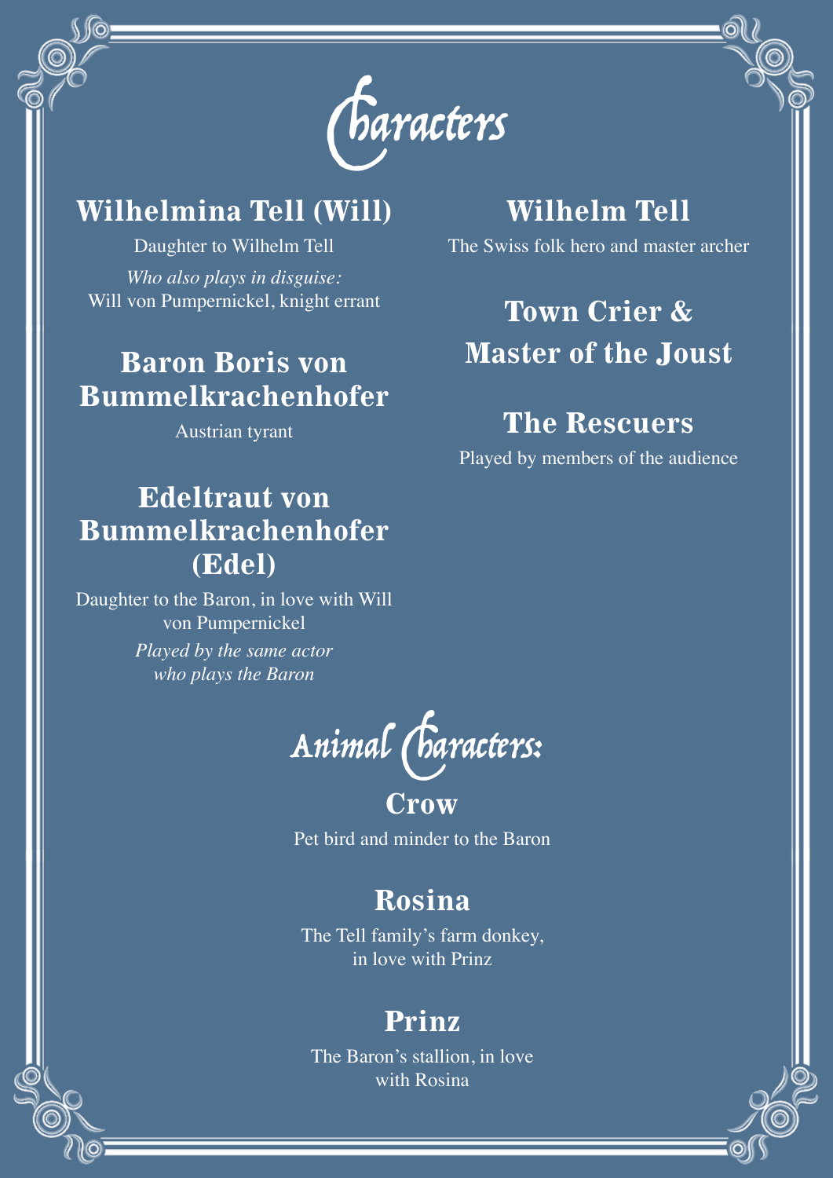# Characters

## Wilhelmina Tell (Will)

Daughter to Wilhelm Tell

*Who also plays in disguise:*
Will von Pumpernickel, knight errant

## Baron Boris von Bummelkrachenhofer

Austrian tyrant

## Edeltraut von Bummelkrachenhofer (Edel)

Daughter to the Baron, in love with Will von Pumpernickel

*Played by the same actor who plays the Baron*

## Wilhelm Tell

The Swiss folk hero and master archer

## Town Crier & Master of the Joust

## The Rescuers

Played by members of the audience

# Animal Characters:

## Crow

Pet bird and minder to the Baron

## Rosina

The Tell family's farm donkey, in love with Prinz

## Prinz

The Baron's stallion, in love with Rosina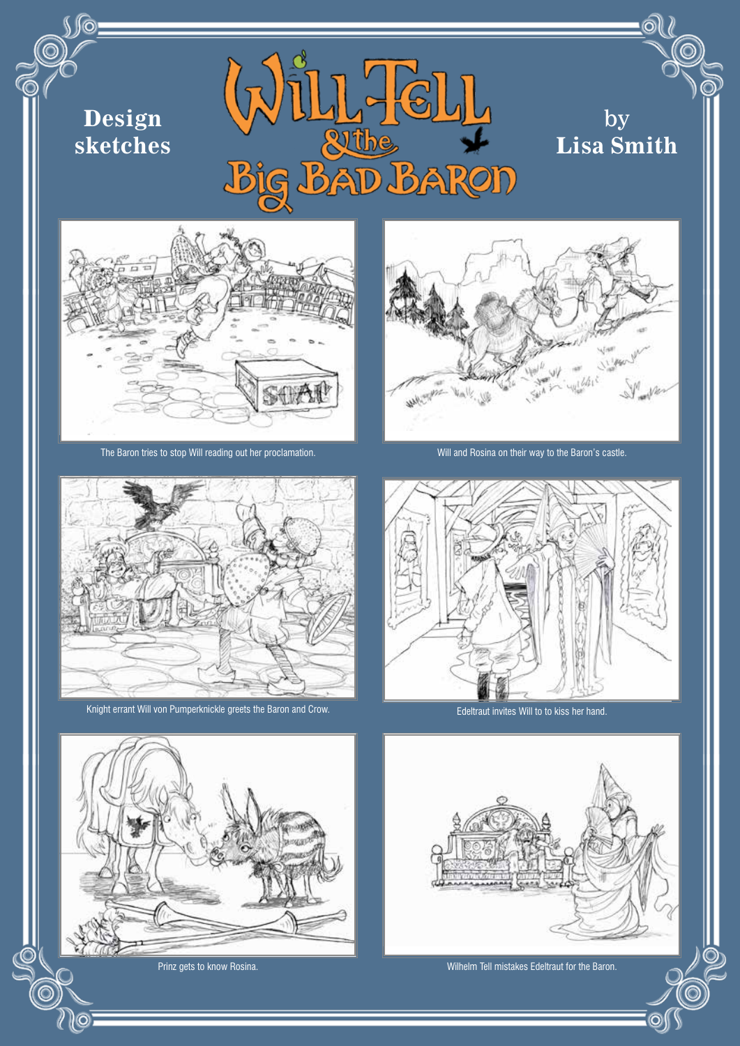# Design sketches

# WILL TELL & the BIG BAD BARON

# by Lisa Smith

The Baron tries to stop Will reading out her proclamation.

Will and Rosina on their way to the Baron's castle.

Knight errant Will von Pumperknickle greets the Baron and Crow.

Edeltraut invites Will to to kiss her hand.

Prinz gets to know Rosina.

Wilhelm Tell mistakes Edeltraut for the Baron.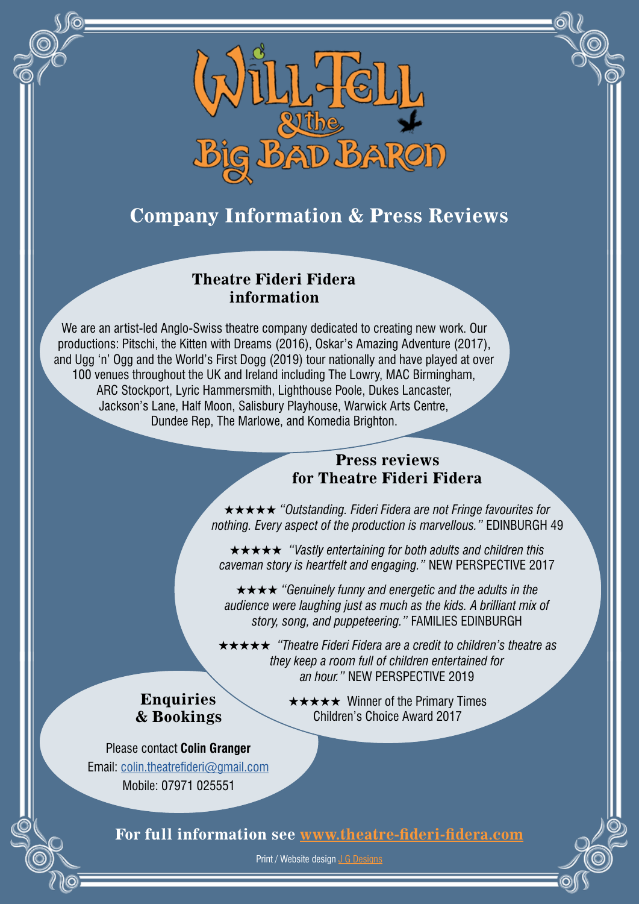# Will Tell & the Big Bad Baron

## Company Information & Press Reviews

### Theatre Fideri Fidera information

We are an artist-led Anglo-Swiss theatre company dedicated to creating new work. Our productions: Pitschi, the Kitten with Dreams (2016), Oskar's Amazing Adventure (2017), and Ugg 'n' Ogg and the World's First Dogg (2019) tour nationally and have played at over 100 venues throughout the UK and Ireland including The Lowry, MAC Birmingham, ARC Stockport, Lyric Hammersmith, Lighthouse Poole, Dukes Lancaster, Jackson's Lane, Half Moon, Salisbury Playhouse, Warwick Arts Centre, Dundee Rep, The Marlowe, and Komedia Brighton.

### Press reviews for Theatre Fideri Fidera

★★★★★ *"Outstanding. Fideri Fidera are not Fringe favourites for nothing. Every aspect of the production is marvellous."* EDINBURGH 49

★★★★★ *"Vastly entertaining for both adults and children this caveman story is heartfelt and engaging."* NEW PERSPECTIVE 2017

★★★★ *"Genuinely funny and energetic and the adults in the audience were laughing just as much as the kids. A brilliant mix of story, song, and puppeteering."* FAMILIES EDINBURGH

★★★★★ *"Theatre Fideri Fidera are a credit to children's theatre as they keep a room full of children entertained for an hour."* NEW PERSPECTIVE 2019

★★★★★ Winner of the Primary Times Children's Choice Award 2017

### Enquiries & Bookings

Please contact **Colin Granger**
Email: colin.theatrefideri@gmail.com
Mobile: 07971 025551

**For full information see www.theatre-fideri-fidera.com**

Print / Website design J G Designs